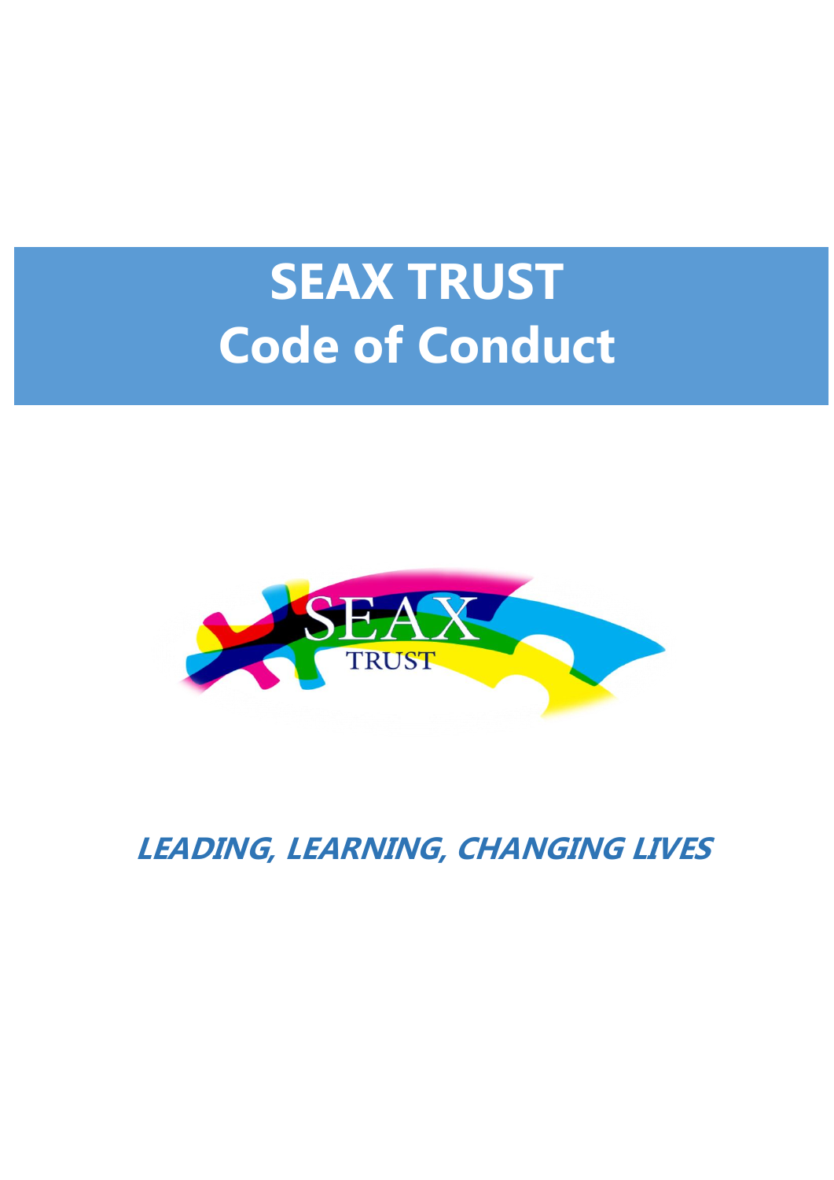# SEAX TRUST
# Code of Conduct

SEAX TRUST

***LEADING, LEARNING, CHANGING LIVES***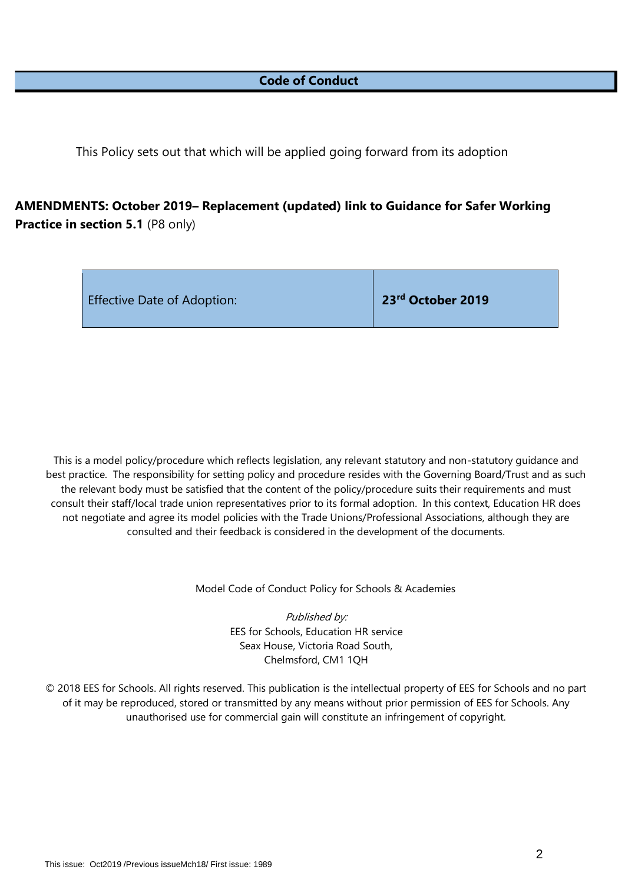# Code of Conduct

This Policy sets out that which will be applied going forward from its adoption

**AMENDMENTS: October 2019– Replacement (updated) link to Guidance for Safer Working Practice in section 5.1** (P8 only)

| Effective Date of Adoption: | **23rd October 2019** |
| --- | --- |

This is a model policy/procedure which reflects legislation, any relevant statutory and non-statutory guidance and best practice. The responsibility for setting policy and procedure resides with the Governing Board/Trust and as such the relevant body must be satisfied that the content of the policy/procedure suits their requirements and must consult their staff/local trade union representatives prior to its formal adoption. In this context, Education HR does not negotiate and agree its model policies with the Trade Unions/Professional Associations, although they are consulted and their feedback is considered in the development of the documents.

Model Code of Conduct Policy for Schools & Academies

*Published by:*
EES for Schools, Education HR service
Seax House, Victoria Road South,
Chelmsford, CM1 1QH

© 2018 EES for Schools. All rights reserved. This publication is the intellectual property of EES for Schools and no part of it may be reproduced, stored or transmitted by any means without prior permission of EES for Schools. Any unauthorised use for commercial gain will constitute an infringement of copyright.

This issue: Oct2019 /Previous issueMch18/ First issue: 1989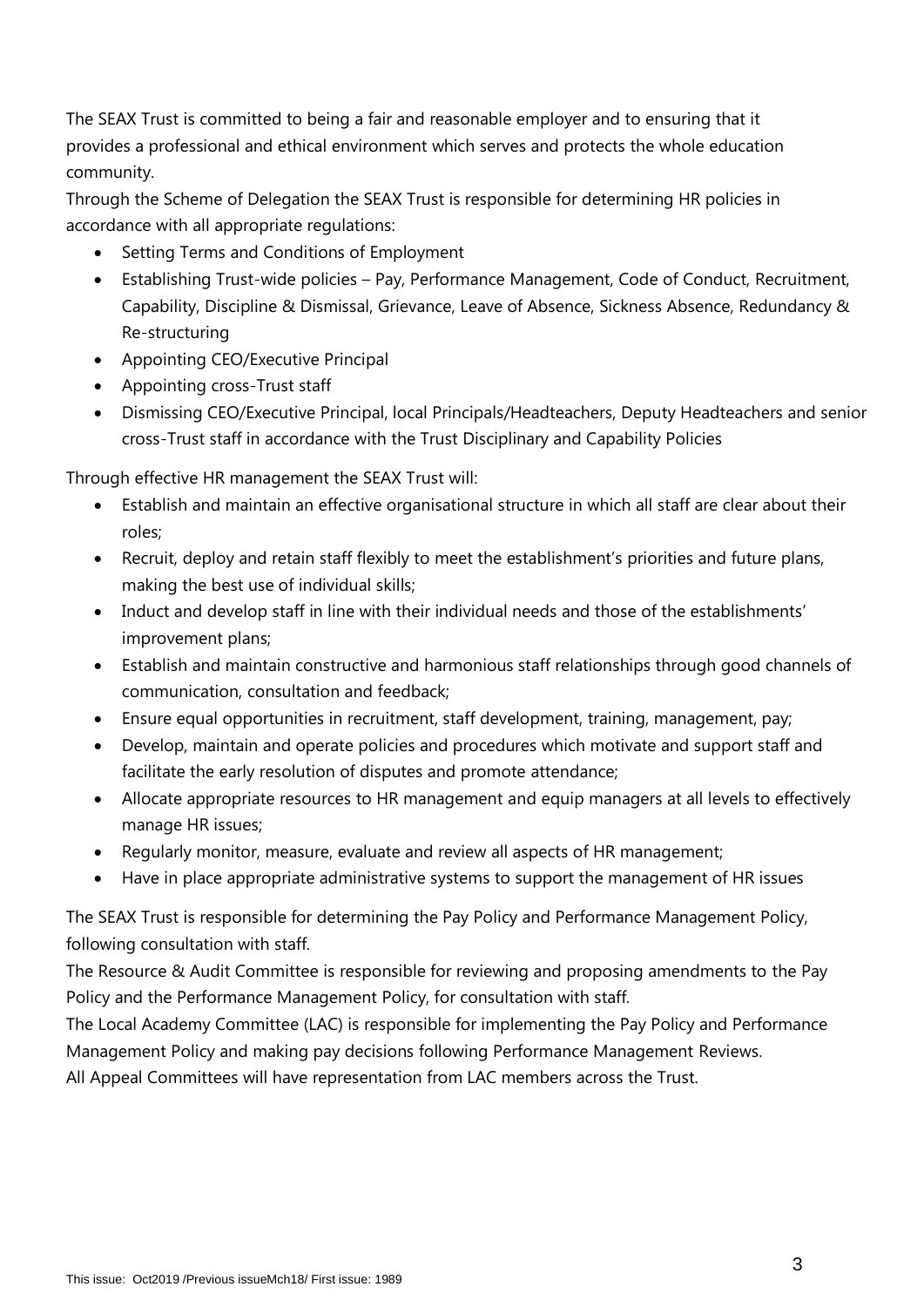The SEAX Trust is committed to being a fair and reasonable employer and to ensuring that it provides a professional and ethical environment which serves and protects the whole education community.

Through the Scheme of Delegation the SEAX Trust is responsible for determining HR policies in accordance with all appropriate regulations:

- Setting Terms and Conditions of Employment
- Establishing Trust-wide policies – Pay, Performance Management, Code of Conduct, Recruitment, Capability, Discipline & Dismissal, Grievance, Leave of Absence, Sickness Absence, Redundancy & Re-structuring
- Appointing CEO/Executive Principal
- Appointing cross-Trust staff
- Dismissing CEO/Executive Principal, local Principals/Headteachers, Deputy Headteachers and senior cross-Trust staff in accordance with the Trust Disciplinary and Capability Policies

Through effective HR management the SEAX Trust will:

- Establish and maintain an effective organisational structure in which all staff are clear about their roles;
- Recruit, deploy and retain staff flexibly to meet the establishment's priorities and future plans, making the best use of individual skills;
- Induct and develop staff in line with their individual needs and those of the establishments' improvement plans;
- Establish and maintain constructive and harmonious staff relationships through good channels of communication, consultation and feedback;
- Ensure equal opportunities in recruitment, staff development, training, management, pay;
- Develop, maintain and operate policies and procedures which motivate and support staff and facilitate the early resolution of disputes and promote attendance;
- Allocate appropriate resources to HR management and equip managers at all levels to effectively manage HR issues;
- Regularly monitor, measure, evaluate and review all aspects of HR management;
- Have in place appropriate administrative systems to support the management of HR issues

The SEAX Trust is responsible for determining the Pay Policy and Performance Management Policy, following consultation with staff.

The Resource & Audit Committee is responsible for reviewing and proposing amendments to the Pay Policy and the Performance Management Policy, for consultation with staff.

The Local Academy Committee (LAC) is responsible for implementing the Pay Policy and Performance Management Policy and making pay decisions following Performance Management Reviews.

All Appeal Committees will have representation from LAC members across the Trust.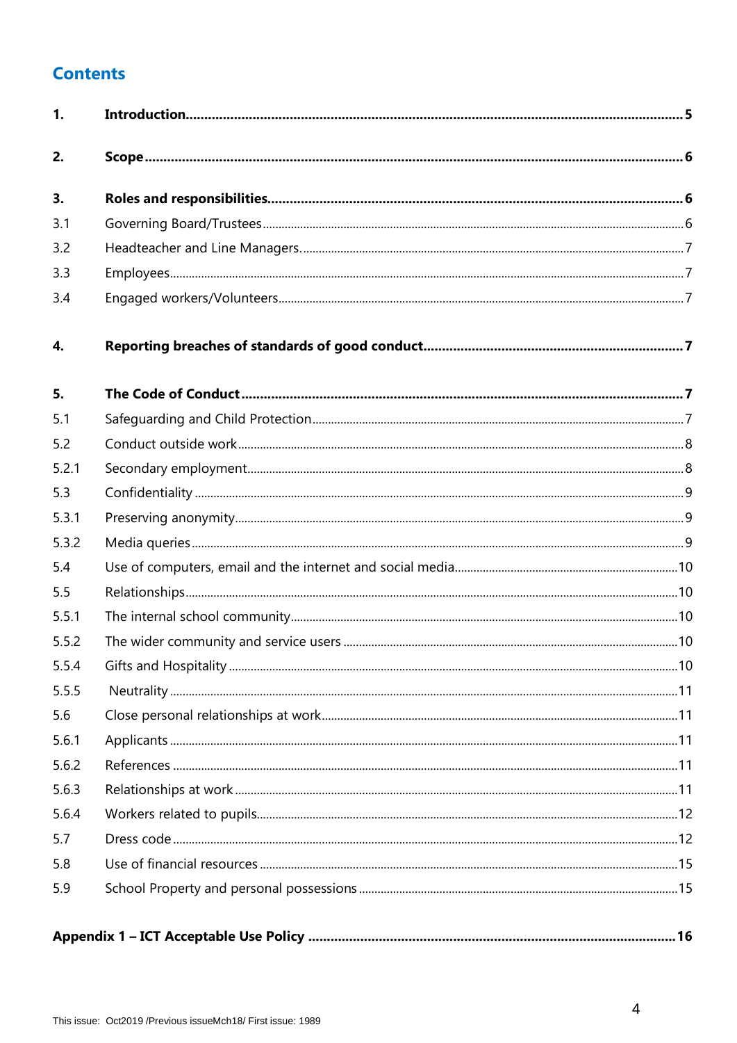## Contents

| | | |
|---|---|---|
| **1.** | **Introduction** | **5** |
| **2.** | **Scope** | **6** |
| **3.** | **Roles and responsibilities** | **6** |
| 3.1 | Governing Board/Trustees | 6 |
| 3.2 | Headteacher and Line Managers. | 7 |
| 3.3 | Employees | 7 |
| 3.4 | Engaged workers/Volunteers | 7 |
| **4.** | **Reporting breaches of standards of good conduct** | **7** |
| **5.** | **The Code of Conduct** | **7** |
| 5.1 | Safeguarding and Child Protection | 7 |
| 5.2 | Conduct outside work | 8 |
| 5.2.1 | Secondary employment | 8 |
| 5.3 | Confidentiality | 9 |
| 5.3.1 | Preserving anonymity | 9 |
| 5.3.2 | Media queries | 9 |
| 5.4 | Use of computers, email and the internet and social media | 10 |
| 5.5 | Relationships | 10 |
| 5.5.1 | The internal school community | 10 |
| 5.5.2 | The wider community and service users | 10 |
| 5.5.4 | Gifts and Hospitality | 10 |
| 5.5.5 | Neutrality | 11 |
| 5.6 | Close personal relationships at work | 11 |
| 5.6.1 | Applicants | 11 |
| 5.6.2 | References | 11 |
| 5.6.3 | Relationships at work | 11 |
| 5.6.4 | Workers related to pupils | 12 |
| 5.7 | Dress code | 12 |
| 5.8 | Use of financial resources | 15 |
| 5.9 | School Property and personal possessions | 15 |
| **Appendix 1 – ICT Acceptable Use Policy** | | **16** |

This issue: Oct2019 /Previous issueMch18/ First issue: 1989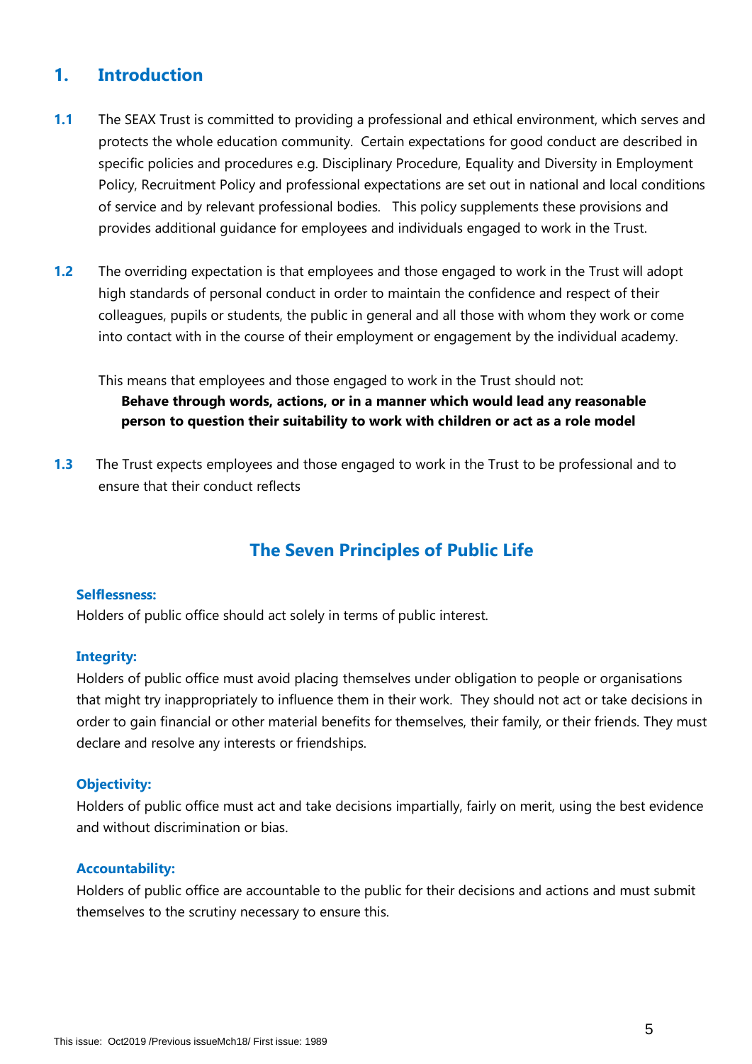## 1. Introduction

**1.1** The SEAX Trust is committed to providing a professional and ethical environment, which serves and protects the whole education community. Certain expectations for good conduct are described in specific policies and procedures e.g. Disciplinary Procedure, Equality and Diversity in Employment Policy, Recruitment Policy and professional expectations are set out in national and local conditions of service and by relevant professional bodies. This policy supplements these provisions and provides additional guidance for employees and individuals engaged to work in the Trust.

**1.2** The overriding expectation is that employees and those engaged to work in the Trust will adopt high standards of personal conduct in order to maintain the confidence and respect of their colleagues, pupils or students, the public in general and all those with whom they work or come into contact with in the course of their employment or engagement by the individual academy.

This means that employees and those engaged to work in the Trust should not:

**Behave through words, actions, or in a manner which would lead any reasonable person to question their suitability to work with children or act as a role model**

**1.3** The Trust expects employees and those engaged to work in the Trust to be professional and to ensure that their conduct reflects

### The Seven Principles of Public Life

**Selflessness:**
Holders of public office should act solely in terms of public interest.

**Integrity:**
Holders of public office must avoid placing themselves under obligation to people or organisations that might try inappropriately to influence them in their work. They should not act or take decisions in order to gain financial or other material benefits for themselves, their family, or their friends. They must declare and resolve any interests or friendships.

**Objectivity:**
Holders of public office must act and take decisions impartially, fairly on merit, using the best evidence and without discrimination or bias.

**Accountability:**
Holders of public office are accountable to the public for their decisions and actions and must submit themselves to the scrutiny necessary to ensure this.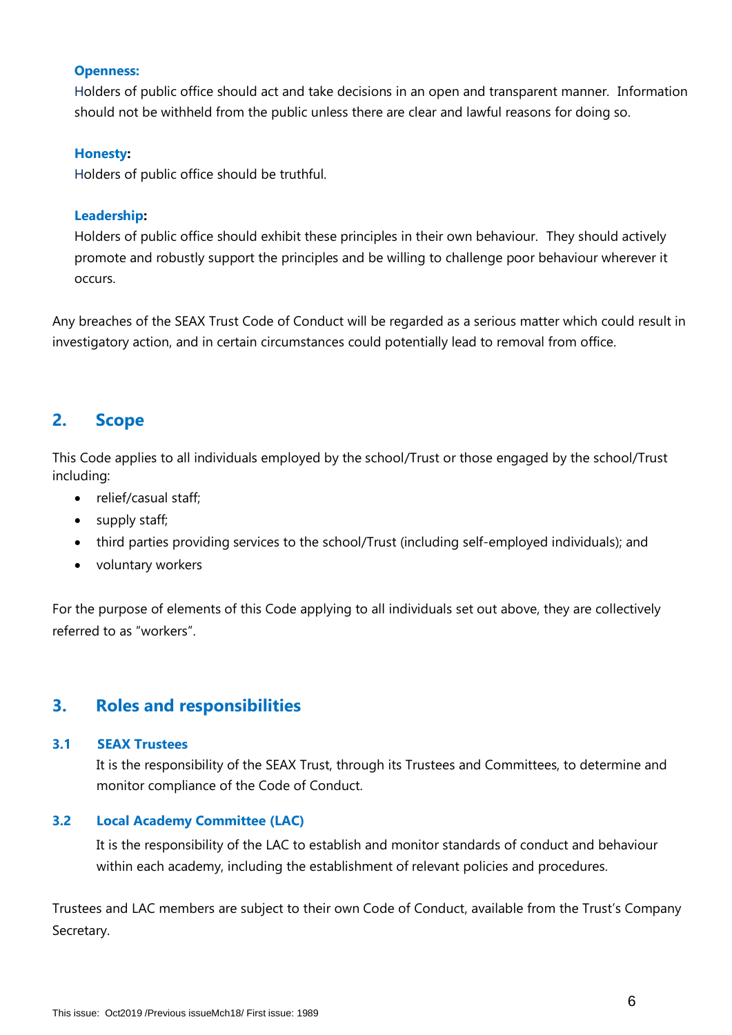**Openness:**
Holders of public office should act and take decisions in an open and transparent manner. Information should not be withheld from the public unless there are clear and lawful reasons for doing so.

**Honesty:**
Holders of public office should be truthful.

**Leadership:**
Holders of public office should exhibit these principles in their own behaviour. They should actively promote and robustly support the principles and be willing to challenge poor behaviour wherever it occurs.

Any breaches of the SEAX Trust Code of Conduct will be regarded as a serious matter which could result in investigatory action, and in certain circumstances could potentially lead to removal from office.

## 2. Scope

This Code applies to all individuals employed by the school/Trust or those engaged by the school/Trust including:

- relief/casual staff;
- supply staff;
- third parties providing services to the school/Trust (including self-employed individuals); and
- voluntary workers

For the purpose of elements of this Code applying to all individuals set out above, they are collectively referred to as "workers".

## 3. Roles and responsibilities

### 3.1 SEAX Trustees

It is the responsibility of the SEAX Trust, through its Trustees and Committees, to determine and monitor compliance of the Code of Conduct.

### 3.2 Local Academy Committee (LAC)

It is the responsibility of the LAC to establish and monitor standards of conduct and behaviour within each academy, including the establishment of relevant policies and procedures.

Trustees and LAC members are subject to their own Code of Conduct, available from the Trust's Company Secretary.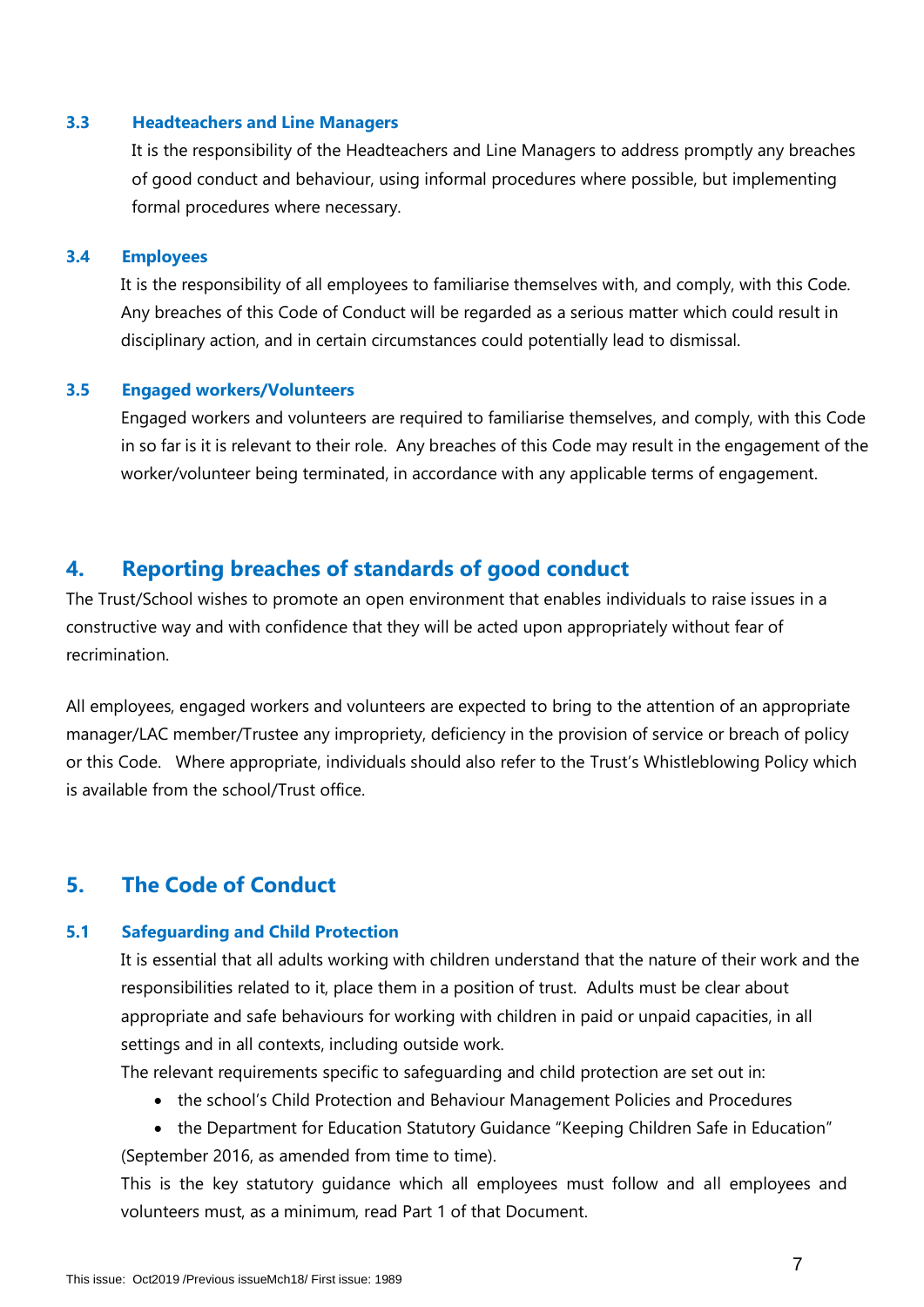### 3.3 Headteachers and Line Managers

It is the responsibility of the Headteachers and Line Managers to address promptly any breaches of good conduct and behaviour, using informal procedures where possible, but implementing formal procedures where necessary.

### 3.4 Employees

It is the responsibility of all employees to familiarise themselves with, and comply, with this Code. Any breaches of this Code of Conduct will be regarded as a serious matter which could result in disciplinary action, and in certain circumstances could potentially lead to dismissal.

### 3.5 Engaged workers/Volunteers

Engaged workers and volunteers are required to familiarise themselves, and comply, with this Code in so far is it is relevant to their role. Any breaches of this Code may result in the engagement of the worker/volunteer being terminated, in accordance with any applicable terms of engagement.

## 4. Reporting breaches of standards of good conduct

The Trust/School wishes to promote an open environment that enables individuals to raise issues in a constructive way and with confidence that they will be acted upon appropriately without fear of recrimination.

All employees, engaged workers and volunteers are expected to bring to the attention of an appropriate manager/LAC member/Trustee any impropriety, deficiency in the provision of service or breach of policy or this Code. Where appropriate, individuals should also refer to the Trust's Whistleblowing Policy which is available from the school/Trust office.

## 5. The Code of Conduct

### 5.1 Safeguarding and Child Protection

It is essential that all adults working with children understand that the nature of their work and the responsibilities related to it, place them in a position of trust. Adults must be clear about appropriate and safe behaviours for working with children in paid or unpaid capacities, in all settings and in all contexts, including outside work.

The relevant requirements specific to safeguarding and child protection are set out in:

- the school's Child Protection and Behaviour Management Policies and Procedures
- the Department for Education Statutory Guidance "Keeping Children Safe in Education" (September 2016, as amended from time to time).

This is the key statutory guidance which all employees must follow and all employees and volunteers must, as a minimum, read Part 1 of that Document.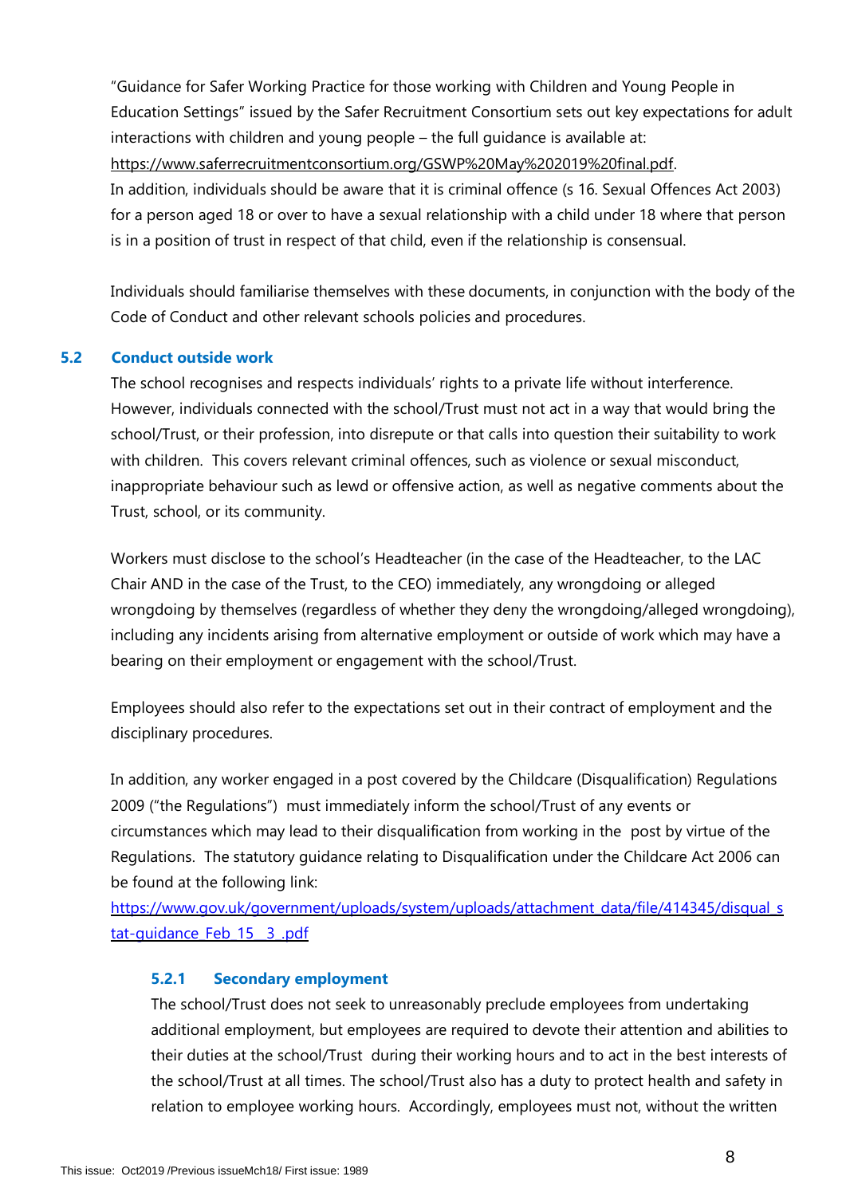"Guidance for Safer Working Practice for those working with Children and Young People in Education Settings" issued by the Safer Recruitment Consortium sets out key expectations for adult interactions with children and young people – the full guidance is available at: https://www.saferrecruitmentconsortium.org/GSWP%20May%202019%20final.pdf.
In addition, individuals should be aware that it is criminal offence (s 16. Sexual Offences Act 2003) for a person aged 18 or over to have a sexual relationship with a child under 18 where that person is in a position of trust in respect of that child, even if the relationship is consensual.

Individuals should familiarise themselves with these documents, in conjunction with the body of the Code of Conduct and other relevant schools policies and procedures.

## 5.2 Conduct outside work

The school recognises and respects individuals' rights to a private life without interference. However, individuals connected with the school/Trust must not act in a way that would bring the school/Trust, or their profession, into disrepute or that calls into question their suitability to work with children. This covers relevant criminal offences, such as violence or sexual misconduct, inappropriate behaviour such as lewd or offensive action, as well as negative comments about the Trust, school, or its community.

Workers must disclose to the school's Headteacher (in the case of the Headteacher, to the LAC Chair AND in the case of the Trust, to the CEO) immediately, any wrongdoing or alleged wrongdoing by themselves (regardless of whether they deny the wrongdoing/alleged wrongdoing), including any incidents arising from alternative employment or outside of work which may have a bearing on their employment or engagement with the school/Trust.

Employees should also refer to the expectations set out in their contract of employment and the disciplinary procedures.

In addition, any worker engaged in a post covered by the Childcare (Disqualification) Regulations 2009 ("the Regulations") must immediately inform the school/Trust of any events or circumstances which may lead to their disqualification from working in the post by virtue of the Regulations. The statutory guidance relating to Disqualification under the Childcare Act 2006 can be found at the following link:
https://www.gov.uk/government/uploads/system/uploads/attachment_data/file/414345/disqual_stat-guidance_Feb_15__3_.pdf

### 5.2.1 Secondary employment

The school/Trust does not seek to unreasonably preclude employees from undertaking additional employment, but employees are required to devote their attention and abilities to their duties at the school/Trust during their working hours and to act in the best interests of the school/Trust at all times. The school/Trust also has a duty to protect health and safety in relation to employee working hours. Accordingly, employees must not, without the written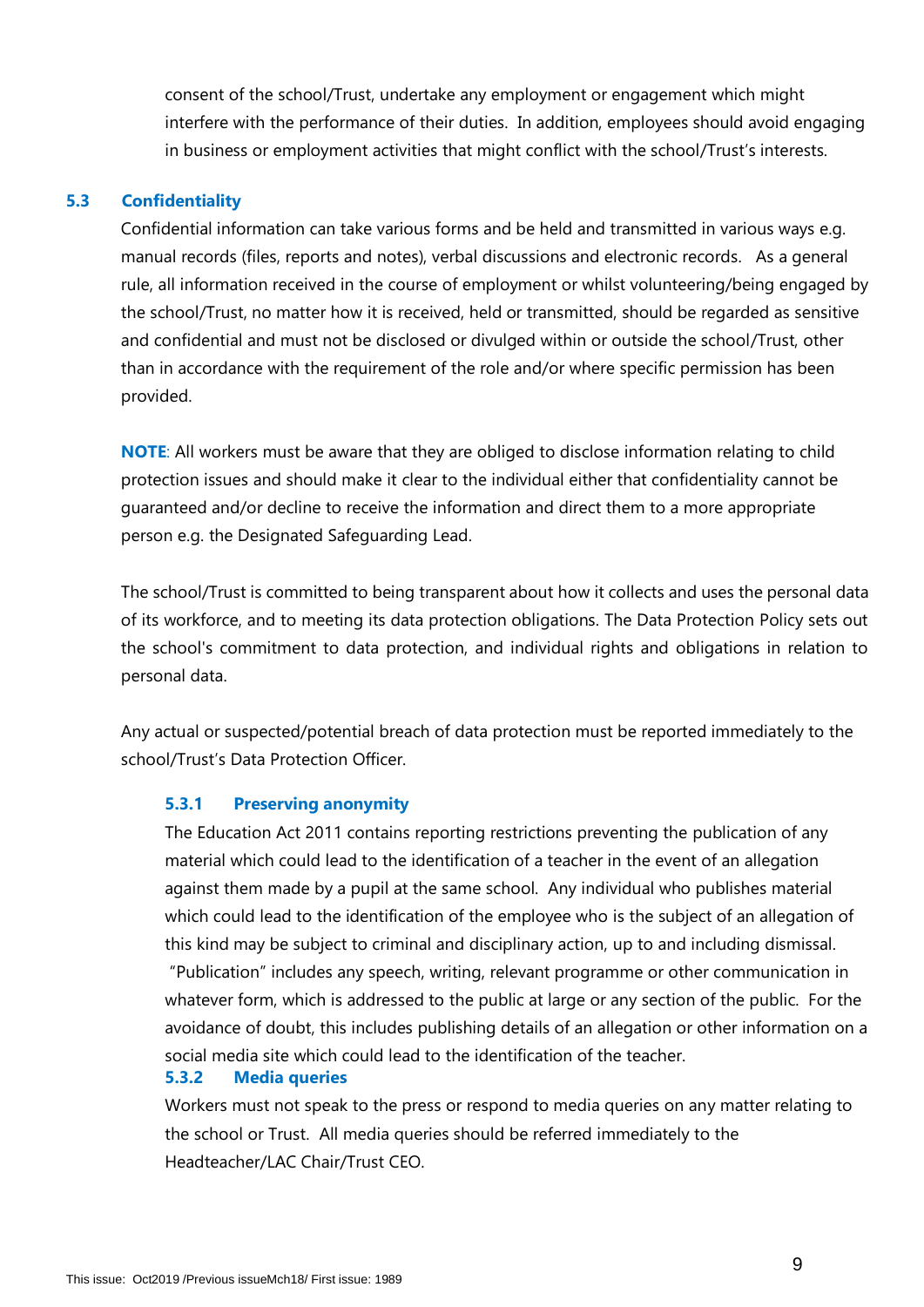consent of the school/Trust, undertake any employment or engagement which might interfere with the performance of their duties. In addition, employees should avoid engaging in business or employment activities that might conflict with the school/Trust's interests.

### 5.3 Confidentiality

Confidential information can take various forms and be held and transmitted in various ways e.g. manual records (files, reports and notes), verbal discussions and electronic records. As a general rule, all information received in the course of employment or whilst volunteering/being engaged by the school/Trust, no matter how it is received, held or transmitted, should be regarded as sensitive and confidential and must not be disclosed or divulged within or outside the school/Trust, other than in accordance with the requirement of the role and/or where specific permission has been provided.

**NOTE**: All workers must be aware that they are obliged to disclose information relating to child protection issues and should make it clear to the individual either that confidentiality cannot be guaranteed and/or decline to receive the information and direct them to a more appropriate person e.g. the Designated Safeguarding Lead.

The school/Trust is committed to being transparent about how it collects and uses the personal data of its workforce, and to meeting its data protection obligations. The Data Protection Policy sets out the school's commitment to data protection, and individual rights and obligations in relation to personal data.

Any actual or suspected/potential breach of data protection must be reported immediately to the school/Trust's Data Protection Officer.

#### 5.3.1 Preserving anonymity

The Education Act 2011 contains reporting restrictions preventing the publication of any material which could lead to the identification of a teacher in the event of an allegation against them made by a pupil at the same school. Any individual who publishes material which could lead to the identification of the employee who is the subject of an allegation of this kind may be subject to criminal and disciplinary action, up to and including dismissal. "Publication" includes any speech, writing, relevant programme or other communication in whatever form, which is addressed to the public at large or any section of the public. For the avoidance of doubt, this includes publishing details of an allegation or other information on a social media site which could lead to the identification of the teacher.

#### 5.3.2 Media queries

Workers must not speak to the press or respond to media queries on any matter relating to the school or Trust. All media queries should be referred immediately to the Headteacher/LAC Chair/Trust CEO.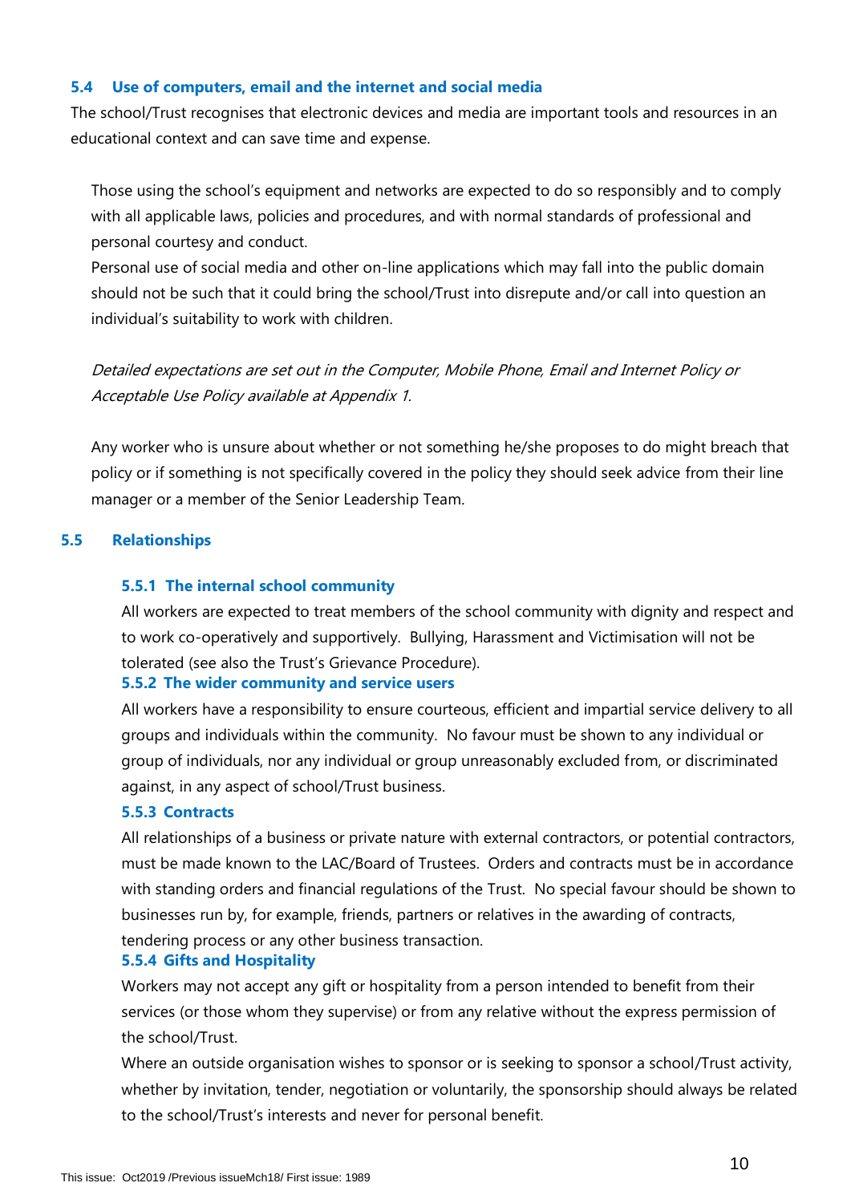### 5.4 Use of computers, email and the internet and social media

The school/Trust recognises that electronic devices and media are important tools and resources in an educational context and can save time and expense.

Those using the school's equipment and networks are expected to do so responsibly and to comply with all applicable laws, policies and procedures, and with normal standards of professional and personal courtesy and conduct.

Personal use of social media and other on-line applications which may fall into the public domain should not be such that it could bring the school/Trust into disrepute and/or call into question an individual's suitability to work with children.

*Detailed expectations are set out in the Computer, Mobile Phone, Email and Internet Policy or Acceptable Use Policy available at Appendix 1.*

Any worker who is unsure about whether or not something he/she proposes to do might breach that policy or if something is not specifically covered in the policy they should seek advice from their line manager or a member of the Senior Leadership Team.

### 5.5 Relationships

#### 5.5.1 The internal school community

All workers are expected to treat members of the school community with dignity and respect and to work co-operatively and supportively. Bullying, Harassment and Victimisation will not be tolerated (see also the Trust's Grievance Procedure).

#### 5.5.2 The wider community and service users

All workers have a responsibility to ensure courteous, efficient and impartial service delivery to all groups and individuals within the community. No favour must be shown to any individual or group of individuals, nor any individual or group unreasonably excluded from, or discriminated against, in any aspect of school/Trust business.

#### 5.5.3 Contracts

All relationships of a business or private nature with external contractors, or potential contractors, must be made known to the LAC/Board of Trustees. Orders and contracts must be in accordance with standing orders and financial regulations of the Trust. No special favour should be shown to businesses run by, for example, friends, partners or relatives in the awarding of contracts, tendering process or any other business transaction.

#### 5.5.4 Gifts and Hospitality

Workers may not accept any gift or hospitality from a person intended to benefit from their services (or those whom they supervise) or from any relative without the express permission of the school/Trust.

Where an outside organisation wishes to sponsor or is seeking to sponsor a school/Trust activity, whether by invitation, tender, negotiation or voluntarily, the sponsorship should always be related to the school/Trust's interests and never for personal benefit.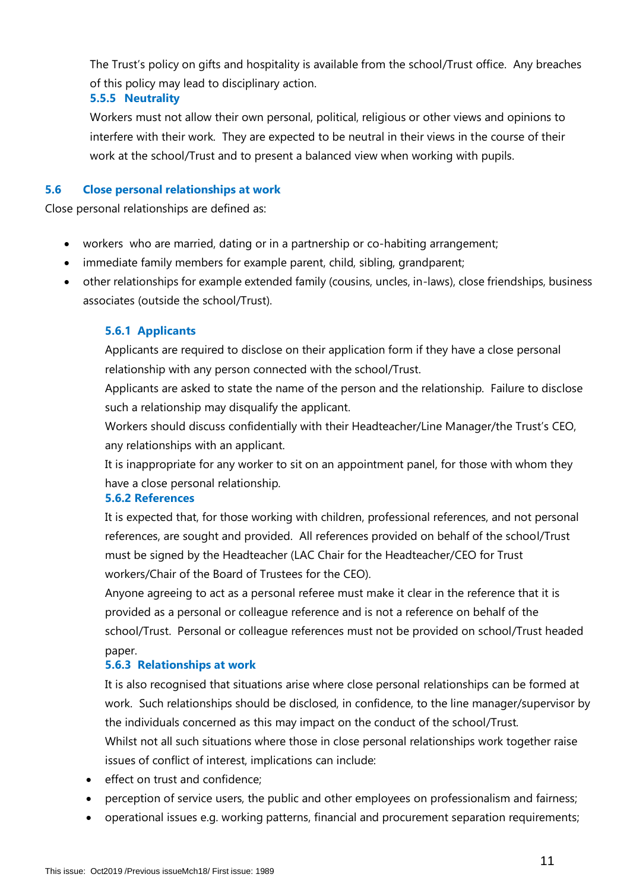The Trust's policy on gifts and hospitality is available from the school/Trust office. Any breaches of this policy may lead to disciplinary action.

#### 5.5.5 Neutrality

Workers must not allow their own personal, political, religious or other views and opinions to interfere with their work. They are expected to be neutral in their views in the course of their work at the school/Trust and to present a balanced view when working with pupils.

### 5.6 Close personal relationships at work

Close personal relationships are defined as:

- workers who are married, dating or in a partnership or co-habiting arrangement;
- immediate family members for example parent, child, sibling, grandparent;
- other relationships for example extended family (cousins, uncles, in-laws), close friendships, business associates (outside the school/Trust).

#### 5.6.1 Applicants

Applicants are required to disclose on their application form if they have a close personal relationship with any person connected with the school/Trust.

Applicants are asked to state the name of the person and the relationship. Failure to disclose such a relationship may disqualify the applicant.

Workers should discuss confidentially with their Headteacher/Line Manager/the Trust's CEO, any relationships with an applicant.

It is inappropriate for any worker to sit on an appointment panel, for those with whom they have a close personal relationship.

#### 5.6.2 References

It is expected that, for those working with children, professional references, and not personal references, are sought and provided. All references provided on behalf of the school/Trust must be signed by the Headteacher (LAC Chair for the Headteacher/CEO for Trust workers/Chair of the Board of Trustees for the CEO).

Anyone agreeing to act as a personal referee must make it clear in the reference that it is provided as a personal or colleague reference and is not a reference on behalf of the school/Trust. Personal or colleague references must not be provided on school/Trust headed paper.

#### 5.6.3 Relationships at work

It is also recognised that situations arise where close personal relationships can be formed at work. Such relationships should be disclosed, in confidence, to the line manager/supervisor by the individuals concerned as this may impact on the conduct of the school/Trust.

Whilst not all such situations where those in close personal relationships work together raise issues of conflict of interest, implications can include:

- effect on trust and confidence;
- perception of service users, the public and other employees on professionalism and fairness;
- operational issues e.g. working patterns, financial and procurement separation requirements;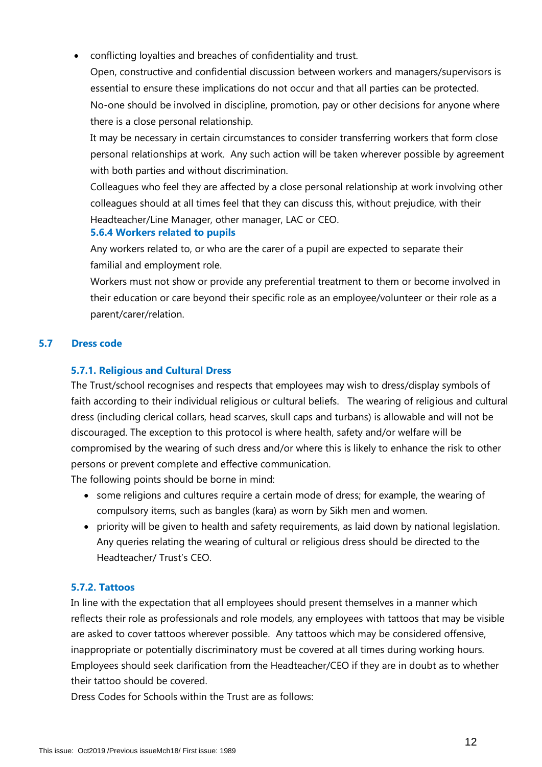- conflicting loyalties and breaches of confidentiality and trust.

  Open, constructive and confidential discussion between workers and managers/supervisors is essential to ensure these implications do not occur and that all parties can be protected.

  No-one should be involved in discipline, promotion, pay or other decisions for anyone where there is a close personal relationship.

  It may be necessary in certain circumstances to consider transferring workers that form close personal relationships at work. Any such action will be taken wherever possible by agreement with both parties and without discrimination.

  Colleagues who feel they are affected by a close personal relationship at work involving other colleagues should at all times feel that they can discuss this, without prejudice, with their Headteacher/Line Manager, other manager, LAC or CEO.

#### 5.6.4 Workers related to pupils

Any workers related to, or who are the carer of a pupil are expected to separate their familial and employment role.

Workers must not show or provide any preferential treatment to them or become involved in their education or care beyond their specific role as an employee/volunteer or their role as a parent/carer/relation.

## 5.7 Dress code

### 5.7.1. Religious and Cultural Dress

The Trust/school recognises and respects that employees may wish to dress/display symbols of faith according to their individual religious or cultural beliefs. The wearing of religious and cultural dress (including clerical collars, head scarves, skull caps and turbans) is allowable and will not be discouraged. The exception to this protocol is where health, safety and/or welfare will be compromised by the wearing of such dress and/or where this is likely to enhance the risk to other persons or prevent complete and effective communication.

The following points should be borne in mind:

- some religions and cultures require a certain mode of dress; for example, the wearing of compulsory items, such as bangles (kara) as worn by Sikh men and women.
- priority will be given to health and safety requirements, as laid down by national legislation. Any queries relating the wearing of cultural or religious dress should be directed to the Headteacher/ Trust's CEO.

### 5.7.2. Tattoos

In line with the expectation that all employees should present themselves in a manner which reflects their role as professionals and role models, any employees with tattoos that may be visible are asked to cover tattoos wherever possible. Any tattoos which may be considered offensive, inappropriate or potentially discriminatory must be covered at all times during working hours. Employees should seek clarification from the Headteacher/CEO if they are in doubt as to whether their tattoo should be covered.

Dress Codes for Schools within the Trust are as follows: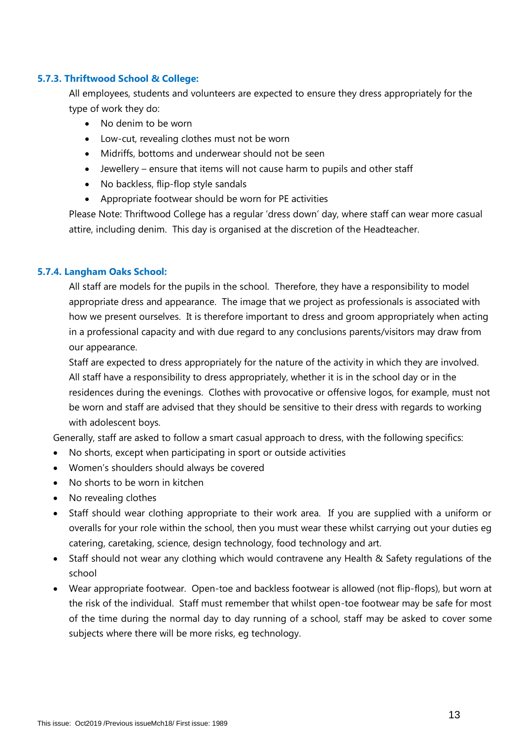#### 5.7.3. Thriftwood School & College:

All employees, students and volunteers are expected to ensure they dress appropriately for the type of work they do:

- No denim to be worn
- Low-cut, revealing clothes must not be worn
- Midriffs, bottoms and underwear should not be seen
- Jewellery – ensure that items will not cause harm to pupils and other staff
- No backless, flip-flop style sandals
- Appropriate footwear should be worn for PE activities

Please Note: Thriftwood College has a regular 'dress down' day, where staff can wear more casual attire, including denim. This day is organised at the discretion of the Headteacher.

#### 5.7.4. Langham Oaks School:

All staff are models for the pupils in the school. Therefore, they have a responsibility to model appropriate dress and appearance. The image that we project as professionals is associated with how we present ourselves. It is therefore important to dress and groom appropriately when acting in a professional capacity and with due regard to any conclusions parents/visitors may draw from our appearance.

Staff are expected to dress appropriately for the nature of the activity in which they are involved. All staff have a responsibility to dress appropriately, whether it is in the school day or in the residences during the evenings. Clothes with provocative or offensive logos, for example, must not be worn and staff are advised that they should be sensitive to their dress with regards to working with adolescent boys.

Generally, staff are asked to follow a smart casual approach to dress, with the following specifics:

- No shorts, except when participating in sport or outside activities
- Women's shoulders should always be covered
- No shorts to be worn in kitchen
- No revealing clothes
- Staff should wear clothing appropriate to their work area. If you are supplied with a uniform or overalls for your role within the school, then you must wear these whilst carrying out your duties eg catering, caretaking, science, design technology, food technology and art.
- Staff should not wear any clothing which would contravene any Health & Safety regulations of the school
- Wear appropriate footwear. Open-toe and backless footwear is allowed (not flip-flops), but worn at the risk of the individual. Staff must remember that whilst open-toe footwear may be safe for most of the time during the normal day to day running of a school, staff may be asked to cover some subjects where there will be more risks, eg technology.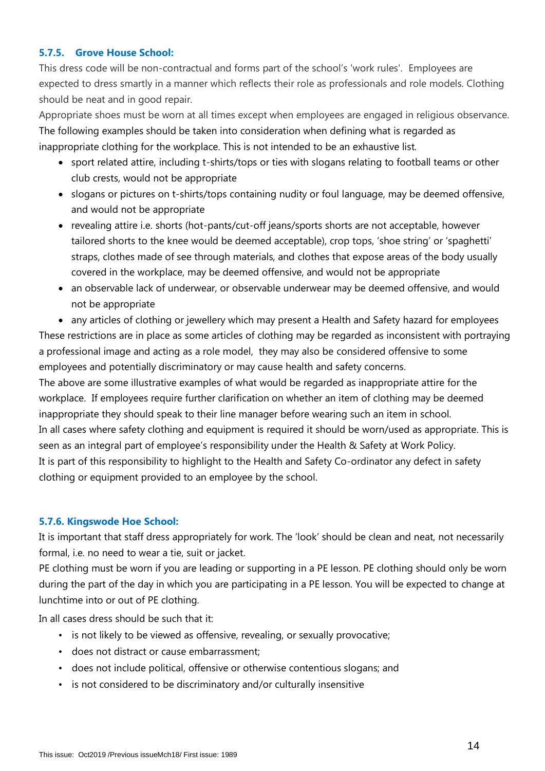### 5.7.5. Grove House School:

This dress code will be non-contractual and forms part of the school's 'work rules'. Employees are expected to dress smartly in a manner which reflects their role as professionals and role models. Clothing should be neat and in good repair.

Appropriate shoes must be worn at all times except when employees are engaged in religious observance. The following examples should be taken into consideration when defining what is regarded as inappropriate clothing for the workplace. This is not intended to be an exhaustive list.

- sport related attire, including t-shirts/tops or ties with slogans relating to football teams or other club crests, would not be appropriate
- slogans or pictures on t-shirts/tops containing nudity or foul language, may be deemed offensive, and would not be appropriate
- revealing attire i.e. shorts (hot-pants/cut-off jeans/sports shorts are not acceptable, however tailored shorts to the knee would be deemed acceptable), crop tops, 'shoe string' or 'spaghetti' straps, clothes made of see through materials, and clothes that expose areas of the body usually covered in the workplace, may be deemed offensive, and would not be appropriate
- an observable lack of underwear, or observable underwear may be deemed offensive, and would not be appropriate
- any articles of clothing or jewellery which may present a Health and Safety hazard for employees

These restrictions are in place as some articles of clothing may be regarded as inconsistent with portraying a professional image and acting as a role model, they may also be considered offensive to some employees and potentially discriminatory or may cause health and safety concerns.

The above are some illustrative examples of what would be regarded as inappropriate attire for the workplace. If employees require further clarification on whether an item of clothing may be deemed inappropriate they should speak to their line manager before wearing such an item in school.

In all cases where safety clothing and equipment is required it should be worn/used as appropriate. This is seen as an integral part of employee's responsibility under the Health & Safety at Work Policy.

It is part of this responsibility to highlight to the Health and Safety Co-ordinator any defect in safety clothing or equipment provided to an employee by the school.

### 5.7.6. Kingswode Hoe School:

It is important that staff dress appropriately for work. The 'look' should be clean and neat, not necessarily formal, i.e. no need to wear a tie, suit or jacket.

PE clothing must be worn if you are leading or supporting in a PE lesson. PE clothing should only be worn during the part of the day in which you are participating in a PE lesson. You will be expected to change at lunchtime into or out of PE clothing.

In all cases dress should be such that it:

- is not likely to be viewed as offensive, revealing, or sexually provocative;
- does not distract or cause embarrassment;
- does not include political, offensive or otherwise contentious slogans; and
- is not considered to be discriminatory and/or culturally insensitive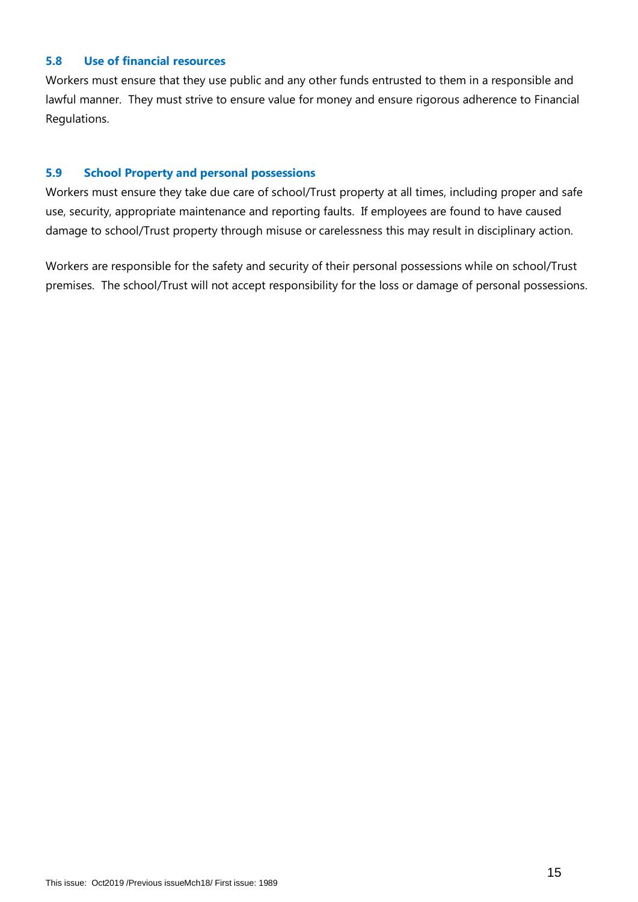### 5.8 Use of financial resources

Workers must ensure that they use public and any other funds entrusted to them in a responsible and lawful manner. They must strive to ensure value for money and ensure rigorous adherence to Financial Regulations.

### 5.9 School Property and personal possessions

Workers must ensure they take due care of school/Trust property at all times, including proper and safe use, security, appropriate maintenance and reporting faults. If employees are found to have caused damage to school/Trust property through misuse or carelessness this may result in disciplinary action.

Workers are responsible for the safety and security of their personal possessions while on school/Trust premises. The school/Trust will not accept responsibility for the loss or damage of personal possessions.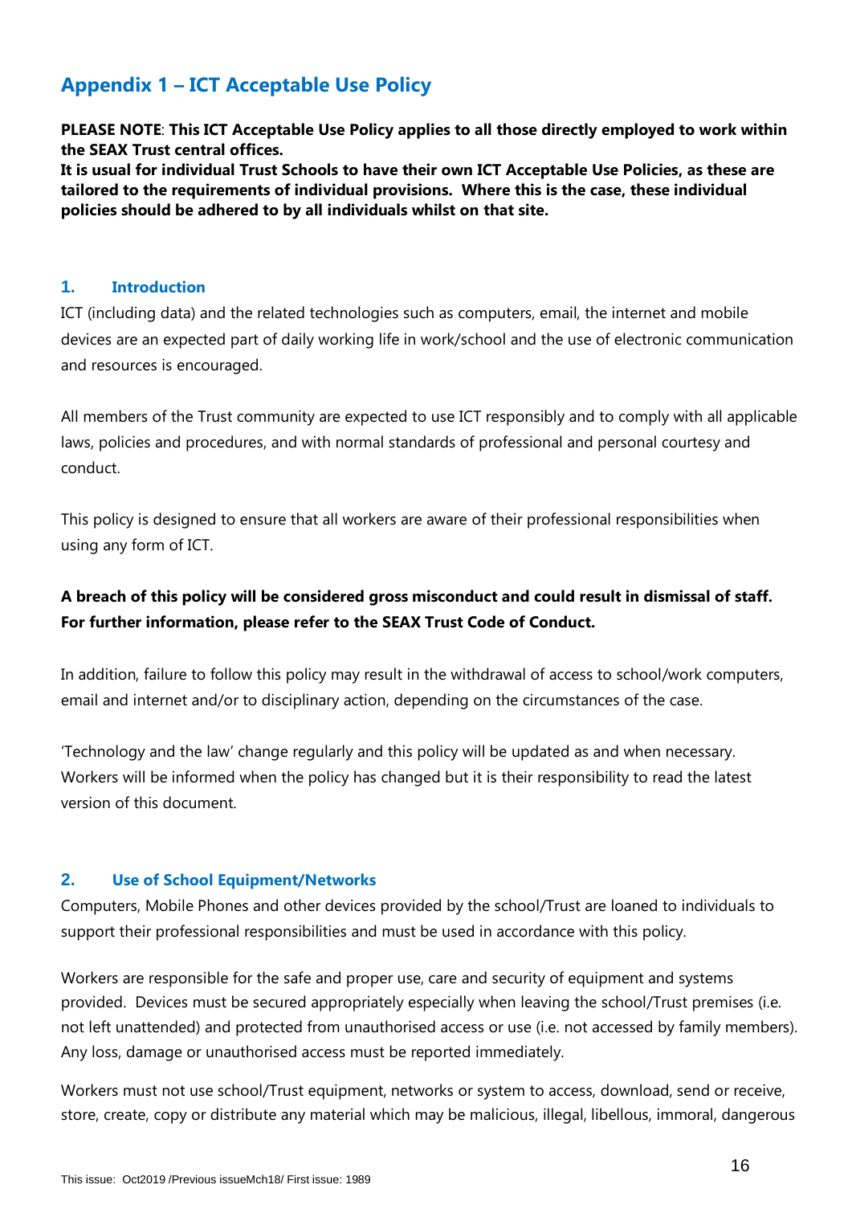# Appendix 1 – ICT Acceptable Use Policy

**PLEASE NOTE**: **This ICT Acceptable Use Policy applies to all those directly employed to work within the SEAX Trust central offices.**
**It is usual for individual Trust Schools to have their own ICT Acceptable Use Policies, as these are tailored to the requirements of individual provisions. Where this is the case, these individual policies should be adhered to by all individuals whilst on that site.**

## 1. Introduction

ICT (including data) and the related technologies such as computers, email, the internet and mobile devices are an expected part of daily working life in work/school and the use of electronic communication and resources is encouraged.

All members of the Trust community are expected to use ICT responsibly and to comply with all applicable laws, policies and procedures, and with normal standards of professional and personal courtesy and conduct.

This policy is designed to ensure that all workers are aware of their professional responsibilities when using any form of ICT.

**A breach of this policy will be considered gross misconduct and could result in dismissal of staff. For further information, please refer to the SEAX Trust Code of Conduct.**

In addition, failure to follow this policy may result in the withdrawal of access to school/work computers, email and internet and/or to disciplinary action, depending on the circumstances of the case.

'Technology and the law' change regularly and this policy will be updated as and when necessary. Workers will be informed when the policy has changed but it is their responsibility to read the latest version of this document.

## 2. Use of School Equipment/Networks

Computers, Mobile Phones and other devices provided by the school/Trust are loaned to individuals to support their professional responsibilities and must be used in accordance with this policy.

Workers are responsible for the safe and proper use, care and security of equipment and systems provided. Devices must be secured appropriately especially when leaving the school/Trust premises (i.e. not left unattended) and protected from unauthorised access or use (i.e. not accessed by family members). Any loss, damage or unauthorised access must be reported immediately.

Workers must not use school/Trust equipment, networks or system to access, download, send or receive, store, create, copy or distribute any material which may be malicious, illegal, libellous, immoral, dangerous

This issue: Oct2019 /Previous issueMch18/ First issue: 1989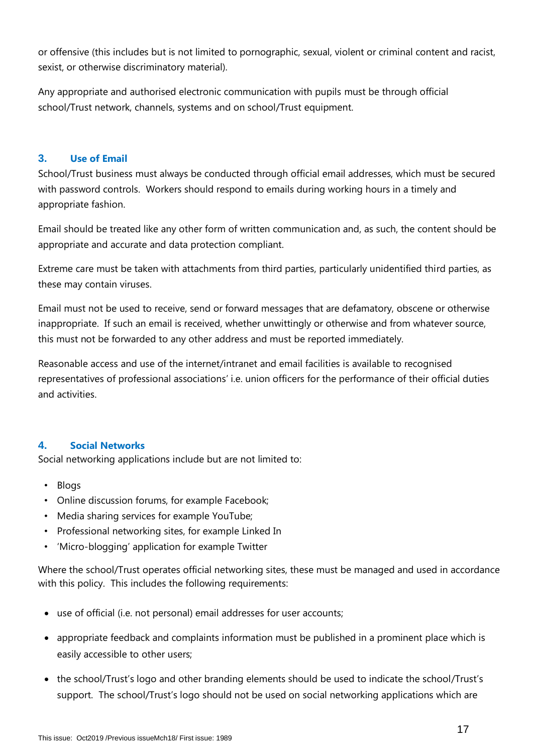or offensive (this includes but is not limited to pornographic, sexual, violent or criminal content and racist, sexist, or otherwise discriminatory material).

Any appropriate and authorised electronic communication with pupils must be through official school/Trust network, channels, systems and on school/Trust equipment.

### 3. Use of Email

School/Trust business must always be conducted through official email addresses, which must be secured with password controls. Workers should respond to emails during working hours in a timely and appropriate fashion.

Email should be treated like any other form of written communication and, as such, the content should be appropriate and accurate and data protection compliant.

Extreme care must be taken with attachments from third parties, particularly unidentified third parties, as these may contain viruses.

Email must not be used to receive, send or forward messages that are defamatory, obscene or otherwise inappropriate. If such an email is received, whether unwittingly or otherwise and from whatever source, this must not be forwarded to any other address and must be reported immediately.

Reasonable access and use of the internet/intranet and email facilities is available to recognised representatives of professional associations' i.e. union officers for the performance of their official duties and activities.

### 4. Social Networks

Social networking applications include but are not limited to:

- Blogs
- Online discussion forums, for example Facebook;
- Media sharing services for example YouTube;
- Professional networking sites, for example Linked In
- 'Micro-blogging' application for example Twitter

Where the school/Trust operates official networking sites, these must be managed and used in accordance with this policy. This includes the following requirements:

- use of official (i.e. not personal) email addresses for user accounts;
- appropriate feedback and complaints information must be published in a prominent place which is easily accessible to other users;
- the school/Trust's logo and other branding elements should be used to indicate the school/Trust's support. The school/Trust's logo should not be used on social networking applications which are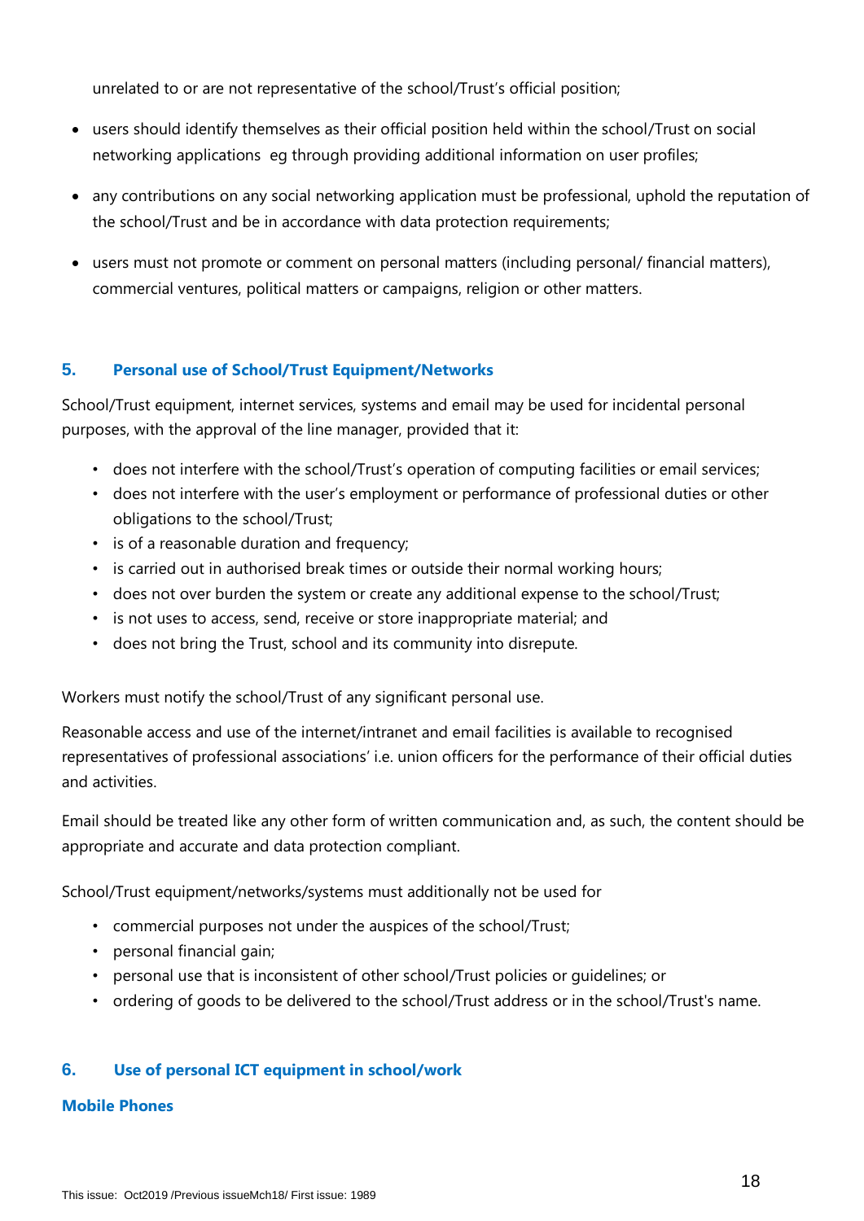unrelated to or are not representative of the school/Trust's official position;

- users should identify themselves as their official position held within the school/Trust on social networking applications eg through providing additional information on user profiles;
- any contributions on any social networking application must be professional, uphold the reputation of the school/Trust and be in accordance with data protection requirements;
- users must not promote or comment on personal matters (including personal/ financial matters), commercial ventures, political matters or campaigns, religion or other matters.

## 5. Personal use of School/Trust Equipment/Networks

School/Trust equipment, internet services, systems and email may be used for incidental personal purposes, with the approval of the line manager, provided that it:

- does not interfere with the school/Trust's operation of computing facilities or email services;
- does not interfere with the user's employment or performance of professional duties or other obligations to the school/Trust;
- is of a reasonable duration and frequency;
- is carried out in authorised break times or outside their normal working hours;
- does not over burden the system or create any additional expense to the school/Trust;
- is not uses to access, send, receive or store inappropriate material; and
- does not bring the Trust, school and its community into disrepute.

Workers must notify the school/Trust of any significant personal use.

Reasonable access and use of the internet/intranet and email facilities is available to recognised representatives of professional associations' i.e. union officers for the performance of their official duties and activities.

Email should be treated like any other form of written communication and, as such, the content should be appropriate and accurate and data protection compliant.

School/Trust equipment/networks/systems must additionally not be used for

- commercial purposes not under the auspices of the school/Trust;
- personal financial gain;
- personal use that is inconsistent of other school/Trust policies or guidelines; or
- ordering of goods to be delivered to the school/Trust address or in the school/Trust's name.

## 6. Use of personal ICT equipment in school/work

### Mobile Phones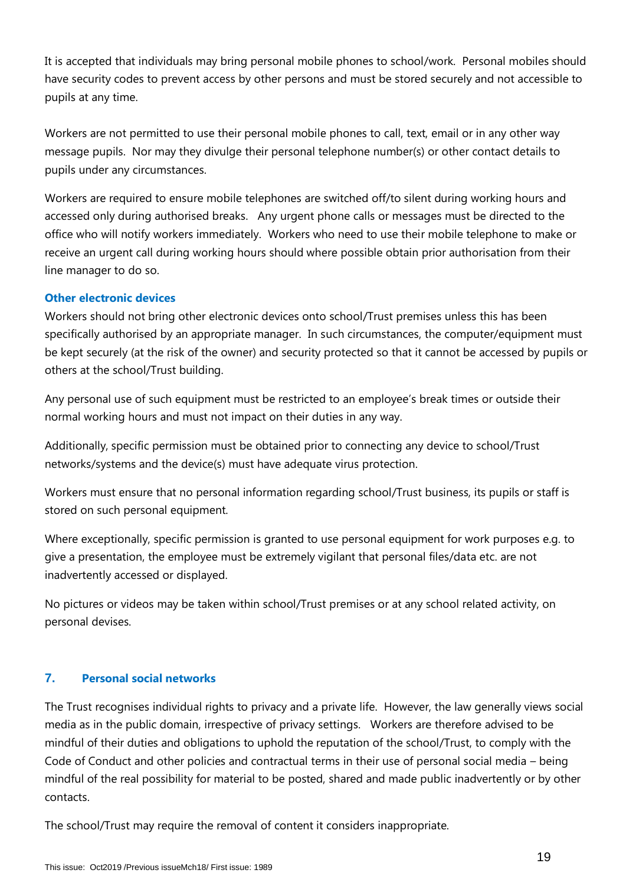It is accepted that individuals may bring personal mobile phones to school/work. Personal mobiles should have security codes to prevent access by other persons and must be stored securely and not accessible to pupils at any time.

Workers are not permitted to use their personal mobile phones to call, text, email or in any other way message pupils. Nor may they divulge their personal telephone number(s) or other contact details to pupils under any circumstances.

Workers are required to ensure mobile telephones are switched off/to silent during working hours and accessed only during authorised breaks. Any urgent phone calls or messages must be directed to the office who will notify workers immediately. Workers who need to use their mobile telephone to make or receive an urgent call during working hours should where possible obtain prior authorisation from their line manager to do so.

### Other electronic devices

Workers should not bring other electronic devices onto school/Trust premises unless this has been specifically authorised by an appropriate manager. In such circumstances, the computer/equipment must be kept securely (at the risk of the owner) and security protected so that it cannot be accessed by pupils or others at the school/Trust building.

Any personal use of such equipment must be restricted to an employee's break times or outside their normal working hours and must not impact on their duties in any way.

Additionally, specific permission must be obtained prior to connecting any device to school/Trust networks/systems and the device(s) must have adequate virus protection.

Workers must ensure that no personal information regarding school/Trust business, its pupils or staff is stored on such personal equipment.

Where exceptionally, specific permission is granted to use personal equipment for work purposes e.g. to give a presentation, the employee must be extremely vigilant that personal files/data etc. are not inadvertently accessed or displayed.

No pictures or videos may be taken within school/Trust premises or at any school related activity, on personal devises.

## 7. Personal social networks

The Trust recognises individual rights to privacy and a private life. However, the law generally views social media as in the public domain, irrespective of privacy settings. Workers are therefore advised to be mindful of their duties and obligations to uphold the reputation of the school/Trust, to comply with the Code of Conduct and other policies and contractual terms in their use of personal social media – being mindful of the real possibility for material to be posted, shared and made public inadvertently or by other contacts.

The school/Trust may require the removal of content it considers inappropriate.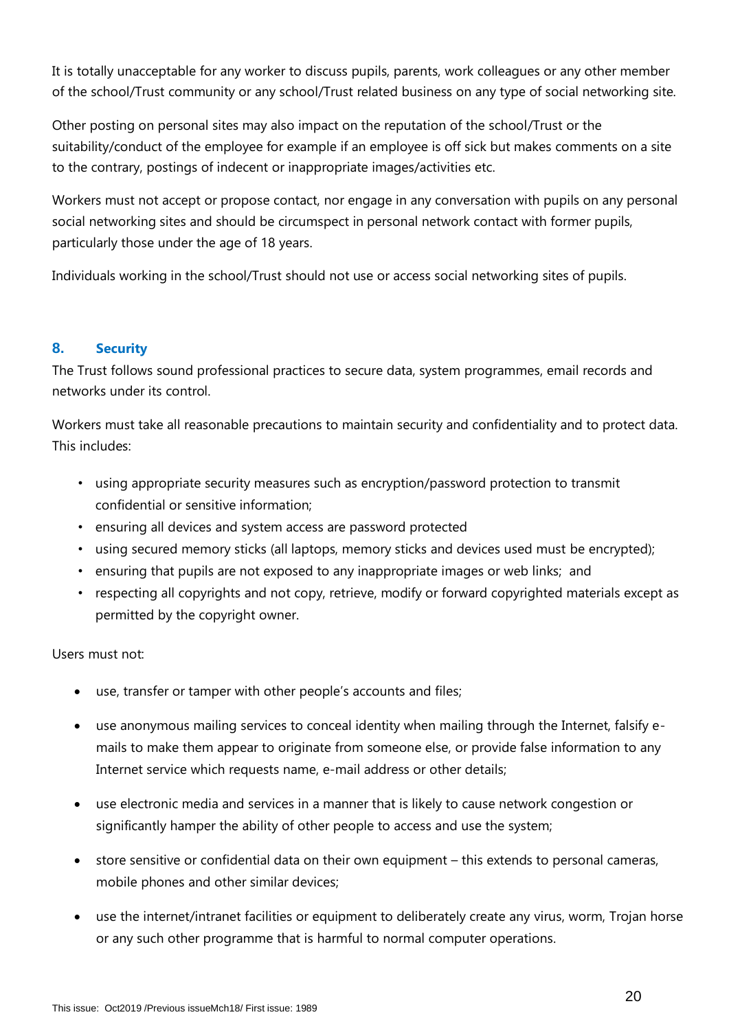It is totally unacceptable for any worker to discuss pupils, parents, work colleagues or any other member of the school/Trust community or any school/Trust related business on any type of social networking site.

Other posting on personal sites may also impact on the reputation of the school/Trust or the suitability/conduct of the employee for example if an employee is off sick but makes comments on a site to the contrary, postings of indecent or inappropriate images/activities etc.

Workers must not accept or propose contact, nor engage in any conversation with pupils on any personal social networking sites and should be circumspect in personal network contact with former pupils, particularly those under the age of 18 years.

Individuals working in the school/Trust should not use or access social networking sites of pupils.

## 8. Security

The Trust follows sound professional practices to secure data, system programmes, email records and networks under its control.

Workers must take all reasonable precautions to maintain security and confidentiality and to protect data. This includes:

- using appropriate security measures such as encryption/password protection to transmit confidential or sensitive information;
- ensuring all devices and system access are password protected
- using secured memory sticks (all laptops, memory sticks and devices used must be encrypted);
- ensuring that pupils are not exposed to any inappropriate images or web links; and
- respecting all copyrights and not copy, retrieve, modify or forward copyrighted materials except as permitted by the copyright owner.

Users must not:

- use, transfer or tamper with other people's accounts and files;
- use anonymous mailing services to conceal identity when mailing through the Internet, falsify e-mails to make them appear to originate from someone else, or provide false information to any Internet service which requests name, e-mail address or other details;
- use electronic media and services in a manner that is likely to cause network congestion or significantly hamper the ability of other people to access and use the system;
- store sensitive or confidential data on their own equipment – this extends to personal cameras, mobile phones and other similar devices;
- use the internet/intranet facilities or equipment to deliberately create any virus, worm, Trojan horse or any such other programme that is harmful to normal computer operations.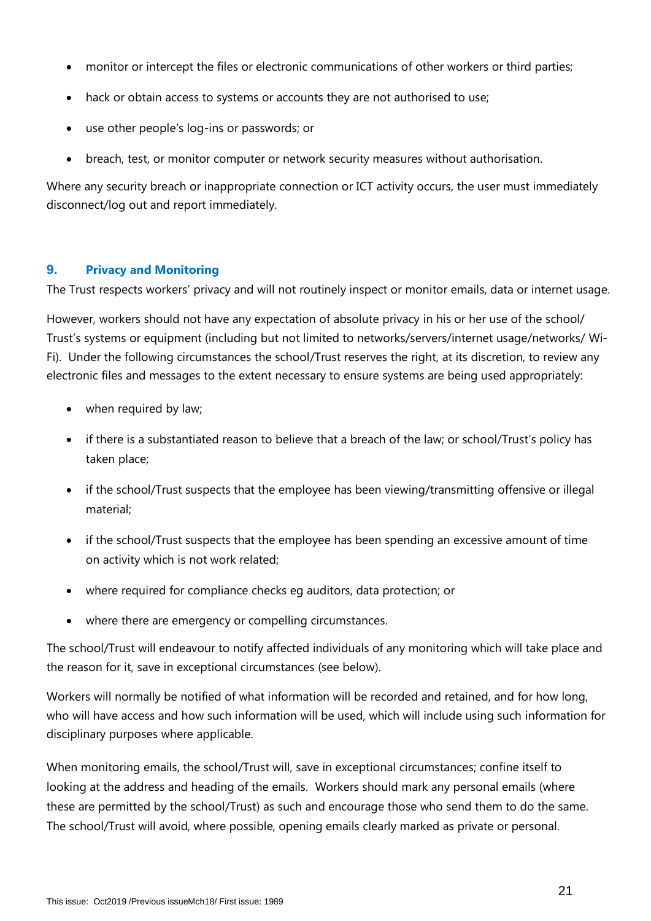- monitor or intercept the files or electronic communications of other workers or third parties;
- hack or obtain access to systems or accounts they are not authorised to use;
- use other people's log-ins or passwords; or
- breach, test, or monitor computer or network security measures without authorisation.

Where any security breach or inappropriate connection or ICT activity occurs, the user must immediately disconnect/log out and report immediately.

## 9. Privacy and Monitoring

The Trust respects workers' privacy and will not routinely inspect or monitor emails, data or internet usage.

However, workers should not have any expectation of absolute privacy in his or her use of the school/ Trust's systems or equipment (including but not limited to networks/servers/internet usage/networks/ Wi-Fi). Under the following circumstances the school/Trust reserves the right, at its discretion, to review any electronic files and messages to the extent necessary to ensure systems are being used appropriately:

- when required by law;
- if there is a substantiated reason to believe that a breach of the law; or school/Trust's policy has taken place;
- if the school/Trust suspects that the employee has been viewing/transmitting offensive or illegal material;
- if the school/Trust suspects that the employee has been spending an excessive amount of time on activity which is not work related;
- where required for compliance checks eg auditors, data protection; or
- where there are emergency or compelling circumstances.

The school/Trust will endeavour to notify affected individuals of any monitoring which will take place and the reason for it, save in exceptional circumstances (see below).

Workers will normally be notified of what information will be recorded and retained, and for how long, who will have access and how such information will be used, which will include using such information for disciplinary purposes where applicable.

When monitoring emails, the school/Trust will, save in exceptional circumstances; confine itself to looking at the address and heading of the emails. Workers should mark any personal emails (where these are permitted by the school/Trust) as such and encourage those who send them to do the same. The school/Trust will avoid, where possible, opening emails clearly marked as private or personal.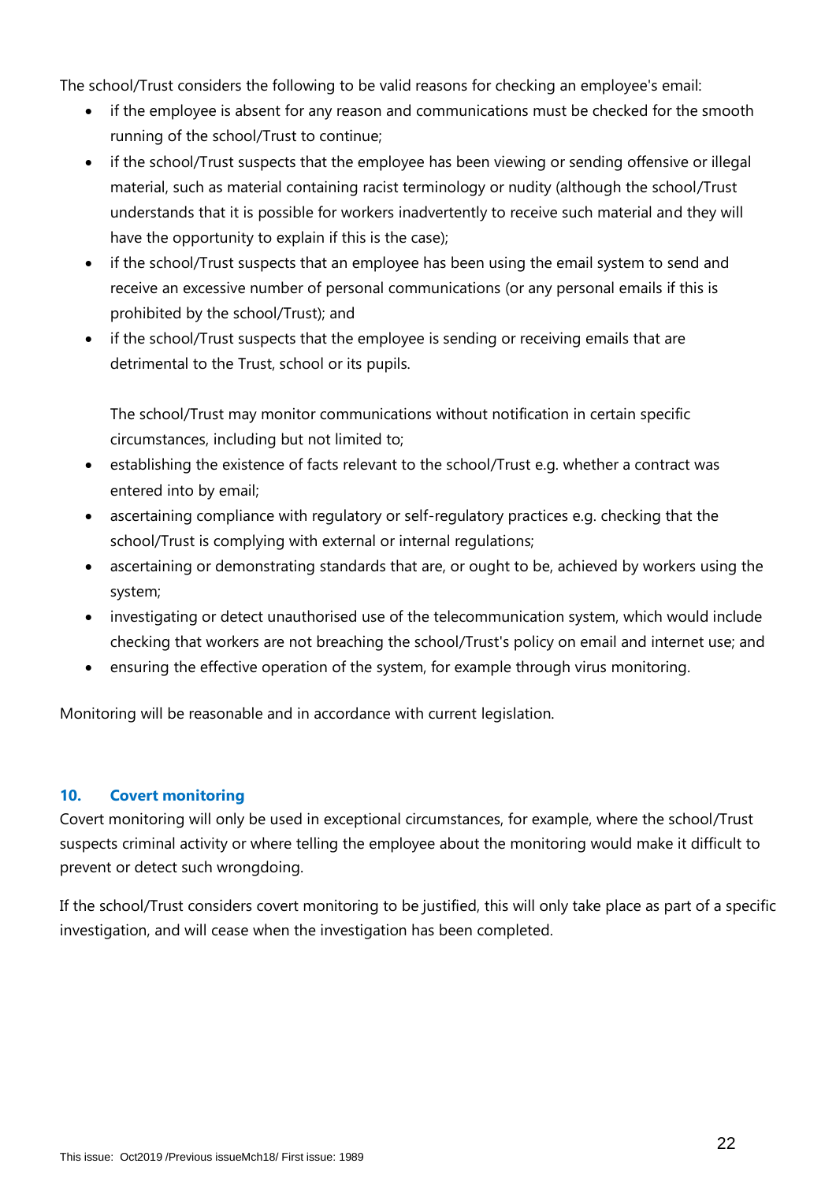The school/Trust considers the following to be valid reasons for checking an employee's email:

- if the employee is absent for any reason and communications must be checked for the smooth running of the school/Trust to continue;
- if the school/Trust suspects that the employee has been viewing or sending offensive or illegal material, such as material containing racist terminology or nudity (although the school/Trust understands that it is possible for workers inadvertently to receive such material and they will have the opportunity to explain if this is the case);
- if the school/Trust suspects that an employee has been using the email system to send and receive an excessive number of personal communications (or any personal emails if this is prohibited by the school/Trust); and
- if the school/Trust suspects that the employee is sending or receiving emails that are detrimental to the Trust, school or its pupils.

  The school/Trust may monitor communications without notification in certain specific circumstances, including but not limited to;

- establishing the existence of facts relevant to the school/Trust e.g. whether a contract was entered into by email;
- ascertaining compliance with regulatory or self-regulatory practices e.g. checking that the school/Trust is complying with external or internal regulations;
- ascertaining or demonstrating standards that are, or ought to be, achieved by workers using the system;
- investigating or detect unauthorised use of the telecommunication system, which would include checking that workers are not breaching the school/Trust's policy on email and internet use; and
- ensuring the effective operation of the system, for example through virus monitoring.

Monitoring will be reasonable and in accordance with current legislation.

## 10. Covert monitoring

Covert monitoring will only be used in exceptional circumstances, for example, where the school/Trust suspects criminal activity or where telling the employee about the monitoring would make it difficult to prevent or detect such wrongdoing.

If the school/Trust considers covert monitoring to be justified, this will only take place as part of a specific investigation, and will cease when the investigation has been completed.